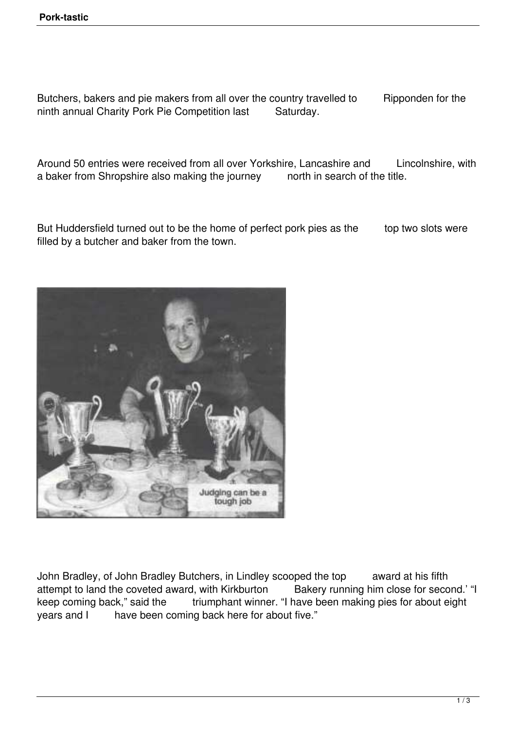Butchers, bakers and pie makers from all over the country travelled to Ripponden for the ninth annual Charity Pork Pie Competition last Saturday.

Around 50 entries were received from all over Yorkshire, Lancashire and Lincolnshire, with a baker from Shropshire also making the journey north in search of the title.

But Huddersfield turned out to be the home of perfect pork pies as the top two slots were filled by a butcher and baker from the town.

John Bradley, of John Bradley Butchers, in Lindley scooped the top award at his fifth attempt to land the coveted award, with Kirkburton Bakery running him close for second.' "I keep coming back," said the triumphant winner. "I have been making pies for about eight years and I have been coming back here for about five."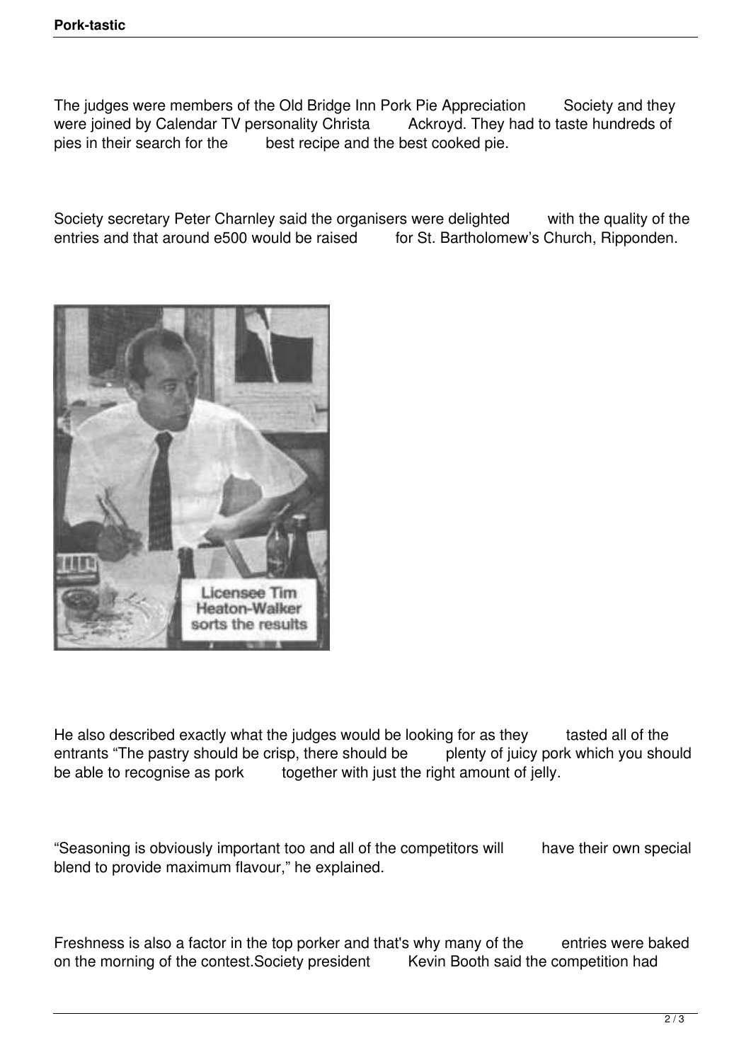The judges were members of the Old Bridge Inn Pork Pie Appreciation Society and they were joined by Calendar TV personality Christa Ackroyd. They had to taste hundreds of pies in their search for the best recipe and the best cooked pie.

Society secretary Peter Charnley said the organisers were delighted with the quality of the entries and that around e500 would be raised for St. Bartholomew's Church, Ripponden.

Licensee Tim Heaton-Walker sorts the results

He also described exactly what the judges would be looking for as they tasted all of the entrants "The pastry should be crisp, there should be plenty of juicy pork which you should be able to recognise as pork together with just the right amount of jelly.

"Seasoning is obviously important too and all of the competitors will have their own special blend to provide maximum flavour," he explained.

Freshness is also a factor in the top porker and that's why many of the entries were baked on the morning of the contest.Society president Kevin Booth said the competition had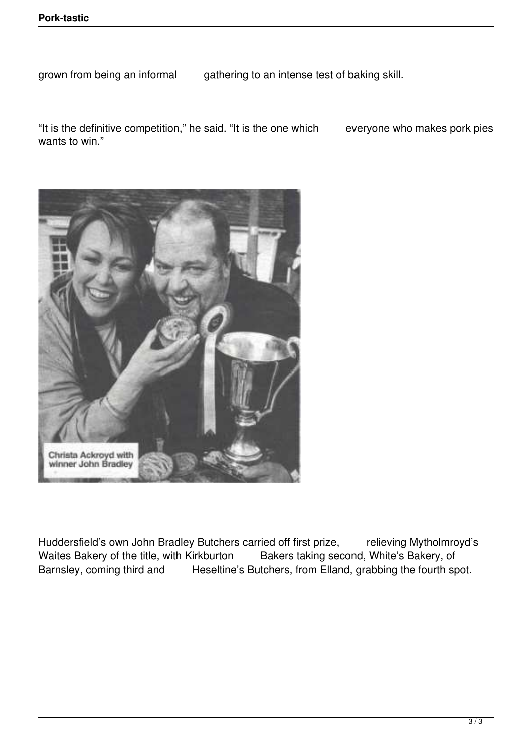grown from being an informal gathering to an intense test of baking skill.

"It is the definitive competition," he said. "It is the one which everyone who makes pork pies wants to win."

Christa Ackroyd with winner John Bradley

Huddersfield's own John Bradley Butchers carried off first prize, relieving Mytholmroyd's Waites Bakery of the title, with Kirkburton Bakers taking second, White's Bakery, of Barnsley, coming third and Heseltine's Butchers, from Elland, grabbing the fourth spot.